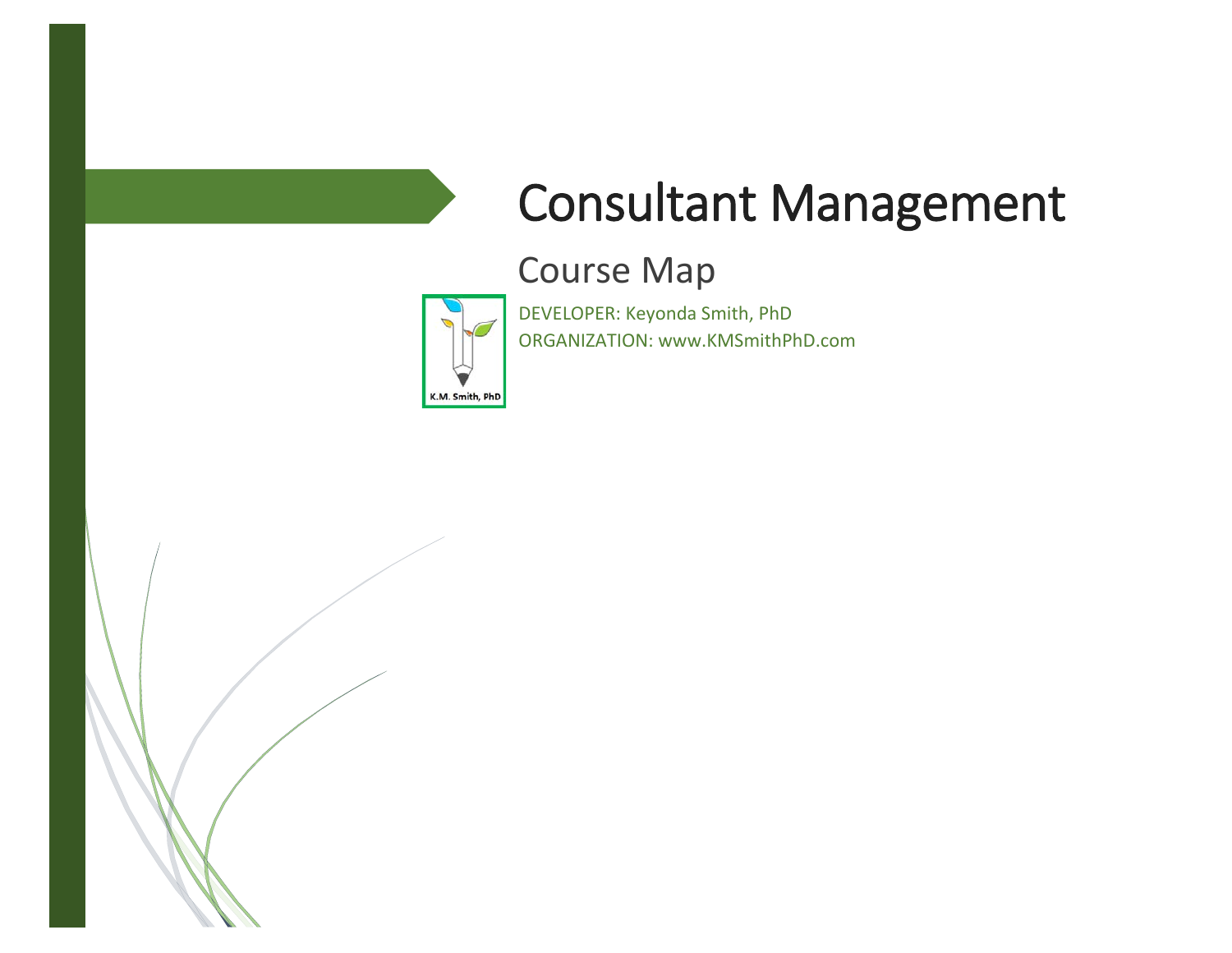# Consultant Management

## Course Map

DEVELOPER: Keyonda Smith, PhD
ORGANIZATION: www.KMSmithPhD.com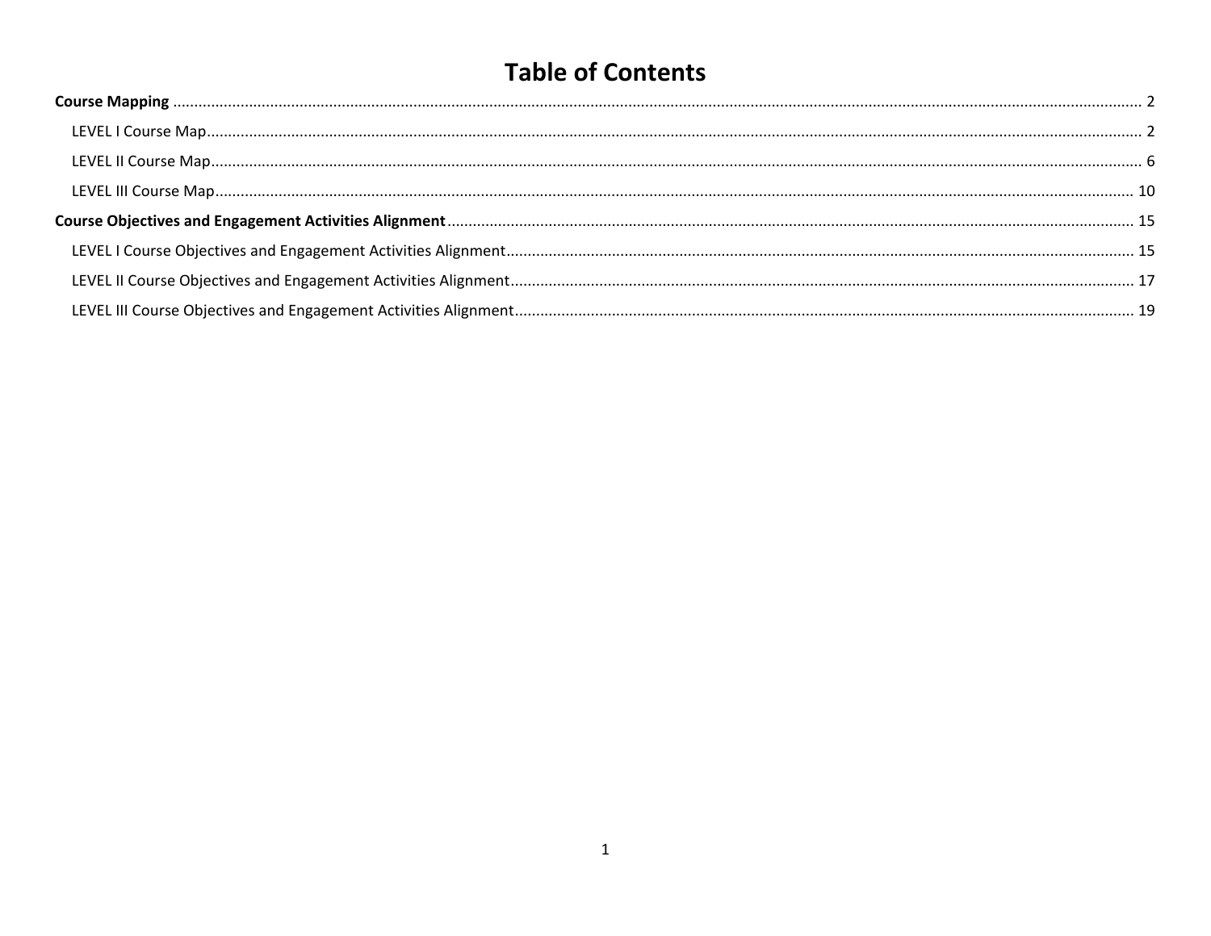# Table of Contents

**Course Mapping** ........ 2

- LEVEL I Course Map ........ 2
- LEVEL II Course Map ........ 6
- LEVEL III Course Map ........ 10

**Course Objectives and Engagement Activities Alignment** ........ 15

- LEVEL I Course Objectives and Engagement Activities Alignment ........ 15
- LEVEL II Course Objectives and Engagement Activities Alignment ........ 17
- LEVEL III Course Objectives and Engagement Activities Alignment ........ 19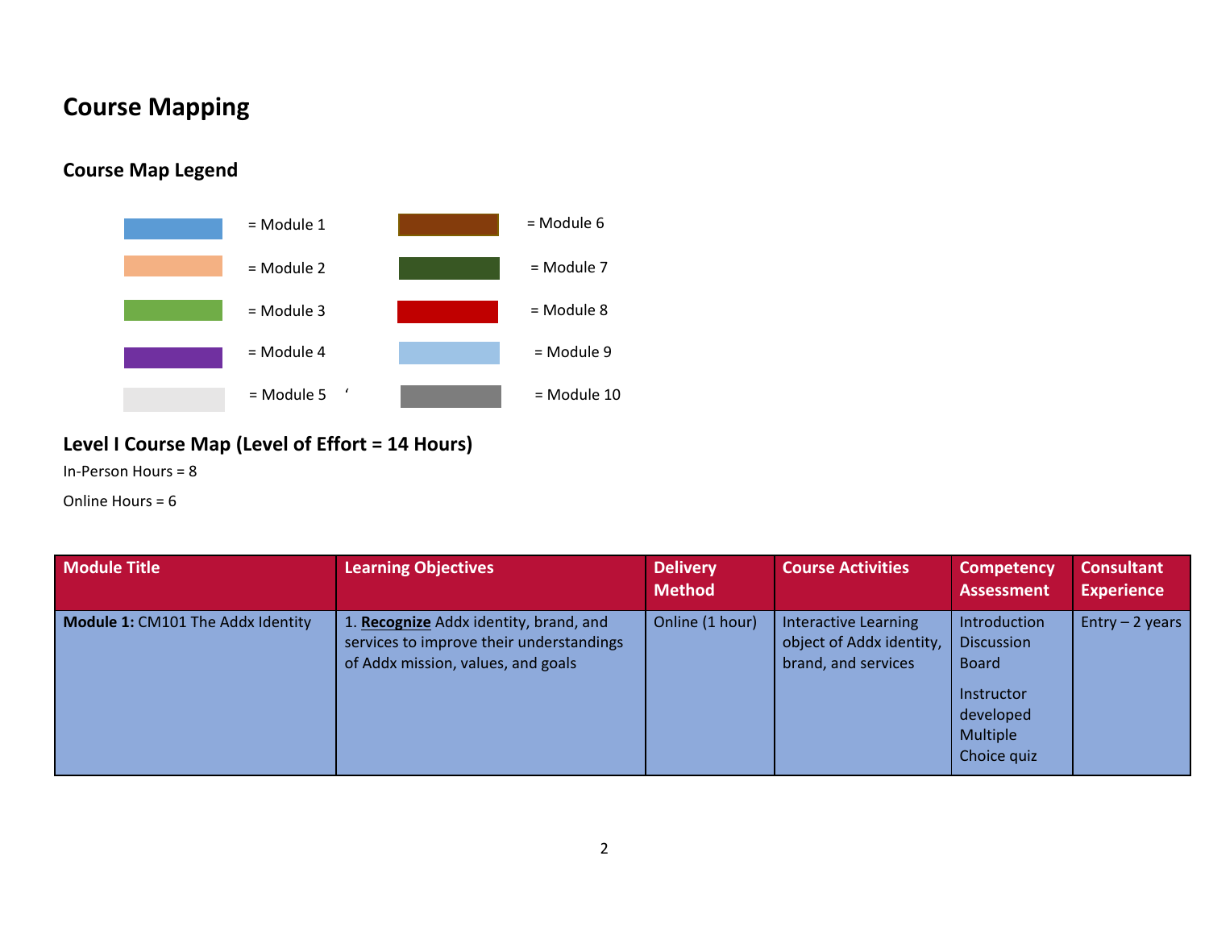# Course Mapping

## Course Map Legend

| Color | Module | Color | Module |
|---|---|---|---|
| Blue | = Module 1 | Brown | = Module 6 |
| Peach | = Module 2 | Dark Green | = Module 7 |
| Green | = Module 3 | Red | = Module 8 |
| Purple | = Module 4 | Light Blue | = Module 9 |
| Light Gray | = Module 5 | Gray | = Module 10 |

## Level I Course Map (Level of Effort = 14 Hours)

In-Person Hours = 8

Online Hours = 6

| Module Title | Learning Objectives | Delivery Method | Course Activities | Competency Assessment | Consultant Experience |
|---|---|---|---|---|---|
| **Module 1:** CM101 The Addx Identity | 1. **Recognize** Addx identity, brand, and services to improve their understandings of Addx mission, values, and goals | Online (1 hour) | Interactive Learning object of Addx identity, brand, and services | Introduction Discussion Board<br><br>Instructor developed Multiple Choice quiz | Entry – 2 years |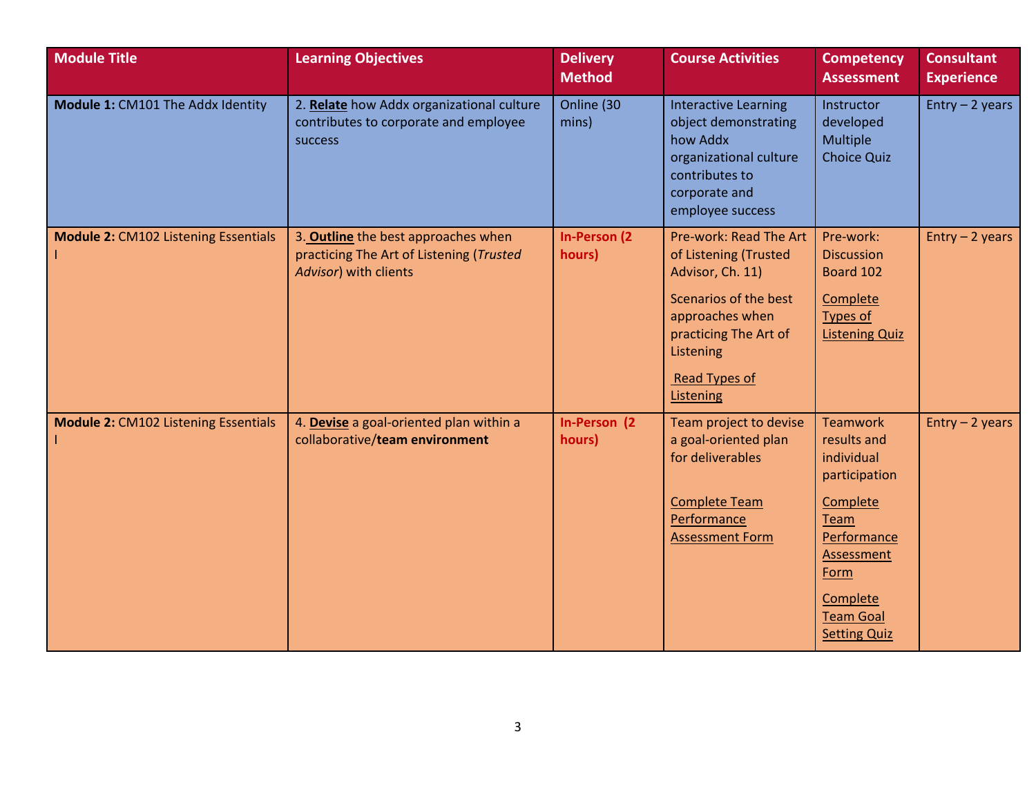| Module Title | Learning Objectives | Delivery Method | Course Activities | Competency Assessment | Consultant Experience |
|---|---|---|---|---|---|
| **Module 1:** CM101 The Addx Identity | 2. **Relate** how Addx organizational culture contributes to corporate and employee success | Online (30 mins) | Interactive Learning object demonstrating how Addx organizational culture contributes to corporate and employee success | Instructor developed Multiple Choice Quiz | Entry – 2 years |
| **Module 2:** CM102 Listening Essentials I | 3. **Outline** the best approaches when practicing The Art of Listening (*Trusted Advisor*) with clients | **In-Person (2 hours)** | Pre-work: Read The Art of Listening (Trusted Advisor, Ch. 11)<br><br>Scenarios of the best approaches when practicing The Art of Listening<br><br>Read Types of Listening | Pre-work: Discussion Board 102<br><br>Complete Types of Listening Quiz | Entry – 2 years |
| **Module 2:** CM102 Listening Essentials I | 4. **Devise** a goal-oriented plan within a collaborative/**team environment** | **In-Person (2 hours)** | Team project to devise a goal-oriented plan for deliverables<br><br>Complete Team Performance Assessment Form | Teamwork results and individual participation<br><br>Complete Team Performance Assessment Form<br><br>Complete Team Goal Setting Quiz | Entry – 2 years |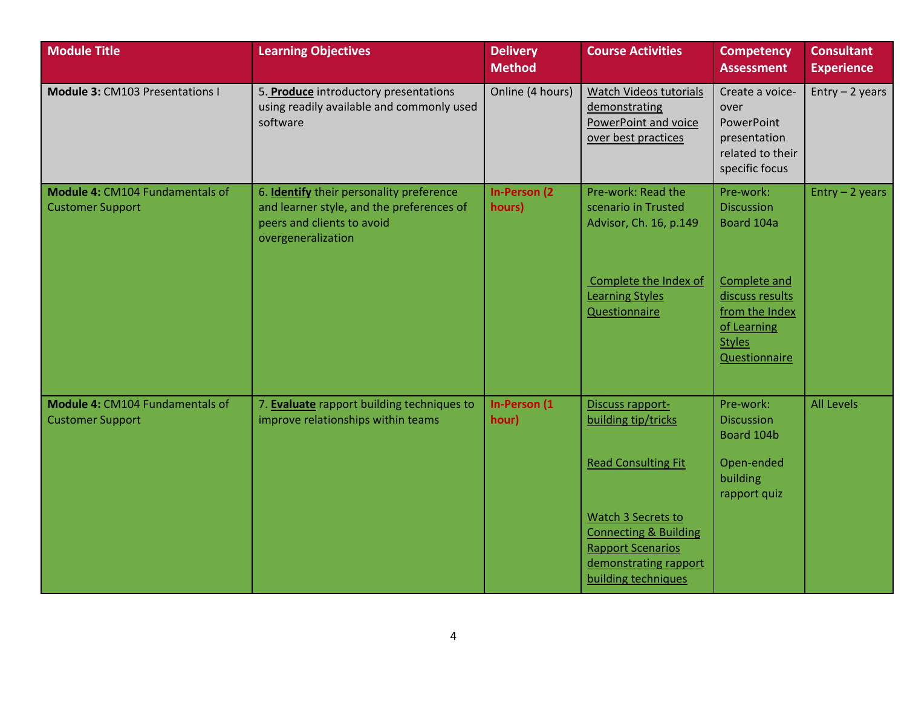| Module Title | Learning Objectives | Delivery Method | Course Activities | Competency Assessment | Consultant Experience |
| --- | --- | --- | --- | --- | --- |
| **Module 3:** CM103 Presentations I | 5. **Produce** introductory presentations using readily available and commonly used software | Online (4 hours) | Watch Videos tutorials demonstrating PowerPoint and voice over best practices | Create a voice-over PowerPoint presentation related to their specific focus | Entry – 2 years |
| **Module 4:** CM104 Fundamentals of Customer Support | 6. **Identify** their personality preference and learner style, and the preferences of peers and clients to avoid overgeneralization | **In-Person (2 hours)** | Pre-work: Read the scenario in Trusted Advisor, Ch. 16, p.149<br><br>Complete the Index of Learning Styles Questionnaire | Pre-work: Discussion Board 104a<br><br>Complete and discuss results from the Index of Learning Styles Questionnaire | Entry – 2 years |
| **Module 4:** CM104 Fundamentals of Customer Support | 7. **Evaluate** rapport building techniques to improve relationships within teams | **In-Person (1 hour)** | Discuss rapport-building tip/tricks<br><br>Read Consulting Fit<br><br>Watch 3 Secrets to Connecting & Building Rapport Scenarios demonstrating rapport building techniques | Pre-work: Discussion Board 104b<br><br>Open-ended building rapport quiz | All Levels |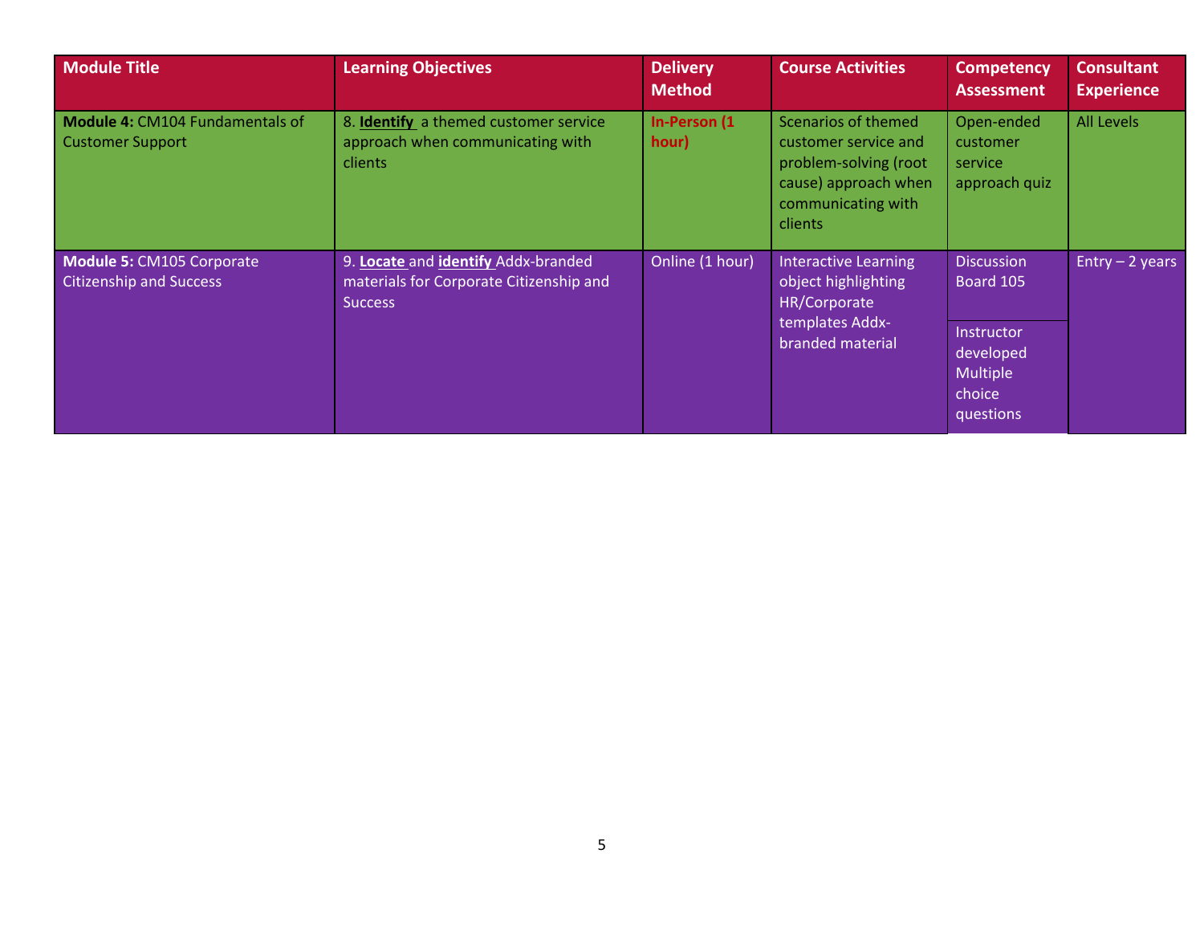| Module Title | Learning Objectives | Delivery Method | Course Activities | Competency Assessment | Consultant Experience |
|---|---|---|---|---|---|
| **Module 4:** CM104 Fundamentals of Customer Support | 8. **Identify** a themed customer service approach when communicating with clients | **In-Person (1 hour)** | Scenarios of themed customer service and problem-solving (root cause) approach when communicating with clients | Open-ended customer service approach quiz | All Levels |
| **Module 5:** CM105 Corporate Citizenship and Success | 9. **Locate** and **identify** Addx-branded materials for Corporate Citizenship and Success | Online (1 hour) | Interactive Learning object highlighting HR/Corporate templates Addx-branded material | Discussion Board 105<br><br>Instructor developed Multiple choice questions | Entry – 2 years |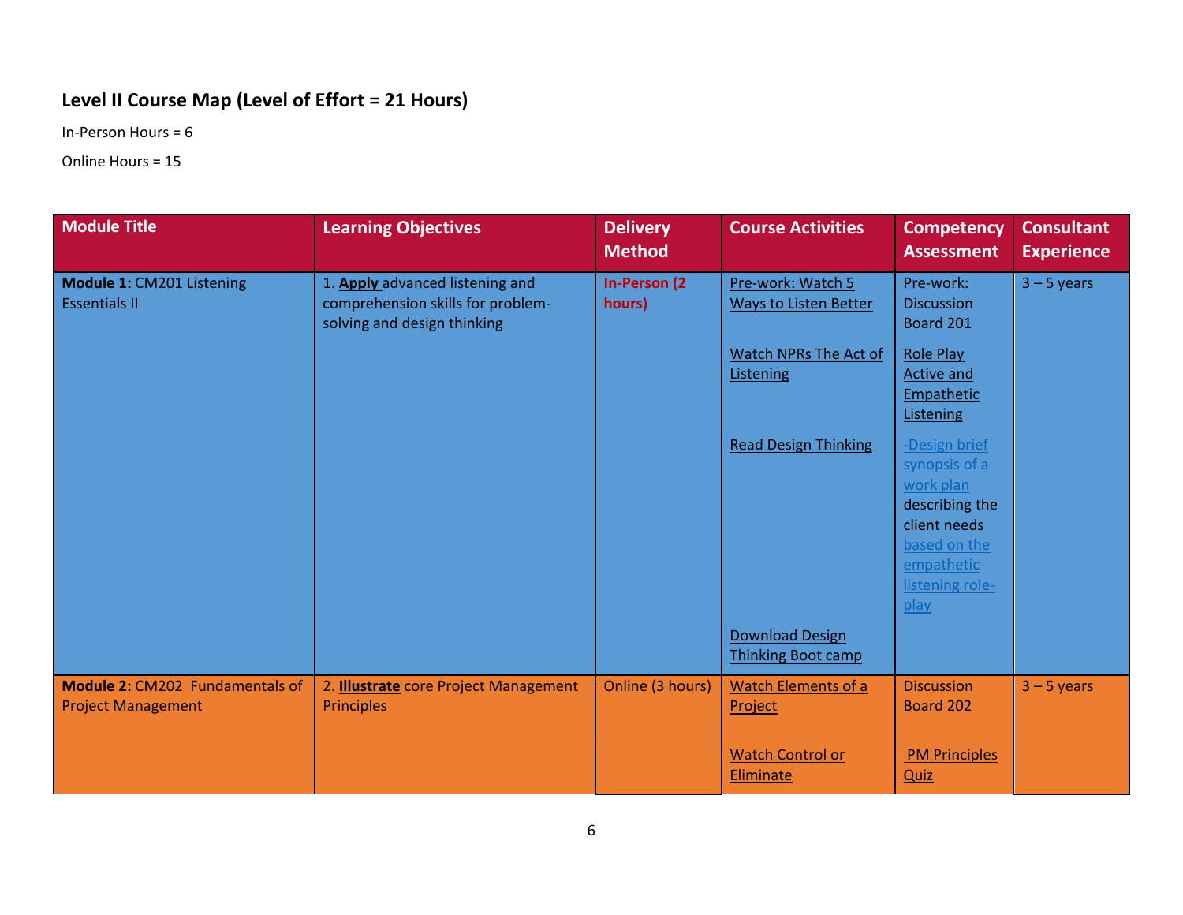**Level II Course Map (Level of Effort = 21 Hours)**

In-Person Hours = 6

Online Hours = 15

| Module Title | Learning Objectives | Delivery Method | Course Activities | Competency Assessment | Consultant Experience |
|---|---|---|---|---|---|
| **Module 1:** CM201 Listening Essentials II | 1. **Apply** advanced listening and comprehension skills for problem-solving and design thinking | In-Person (2 hours) | Pre-work: Watch 5 Ways to Listen Better<br><br>Watch NPRs The Act of Listening<br><br>Read Design Thinking<br><br>Download Design Thinking Boot camp | Pre-work: Discussion Board 201<br><br>Role Play Active and Empathetic Listening<br><br>-Design brief synopsis of a work plan describing the client needs based on the empathetic listening role-play | 3 – 5 years |
| **Module 2:** CM202 Fundamentals of Project Management | 2. **Illustrate** core Project Management Principles | Online (3 hours) | Watch Elements of a Project<br><br>Watch Control or Eliminate | Discussion Board 202<br><br>PM Principles Quiz | 3 – 5 years |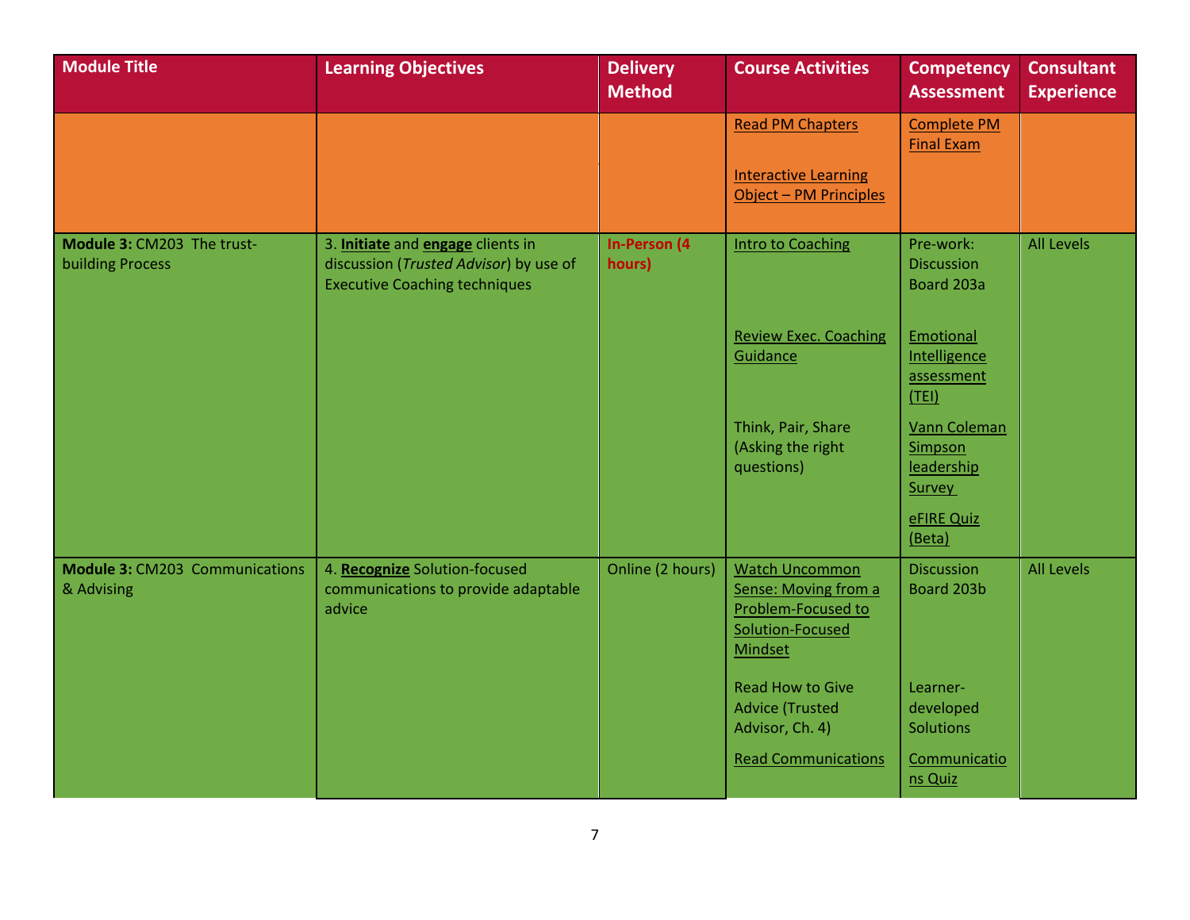| Module Title | Learning Objectives | Delivery Method | Course Activities | Competency Assessment | Consultant Experience |
|---|---|---|---|---|---|
| | | | Read PM Chapters<br><br>Interactive Learning Object – PM Principles | Complete PM Final Exam | |
| **Module 3:** CM203 The trust-building Process | 3. **Initiate** and **engage** clients in discussion (*Trusted Advisor*) by use of Executive Coaching techniques | **In-Person (4 hours)** | Intro to Coaching<br><br>Review Exec. Coaching Guidance<br><br>Think, Pair, Share (Asking the right questions) | Pre-work: Discussion Board 203a<br><br>Emotional Intelligence assessment (TEI)<br><br>Vann Coleman Simpson leadership Survey<br><br>eFIRE Quiz (Beta) | All Levels |
| **Module 3:** CM203 Communications & Advising | 4. **Recognize** Solution-focused communications to provide adaptable advice | Online (2 hours) | Watch Uncommon Sense: Moving from a Problem-Focused to Solution-Focused Mindset<br><br>Read How to Give Advice (Trusted Advisor, Ch. 4)<br><br>Read Communications | Discussion Board 203b<br><br>Learner-developed Solutions<br><br>Communications Quiz | All Levels |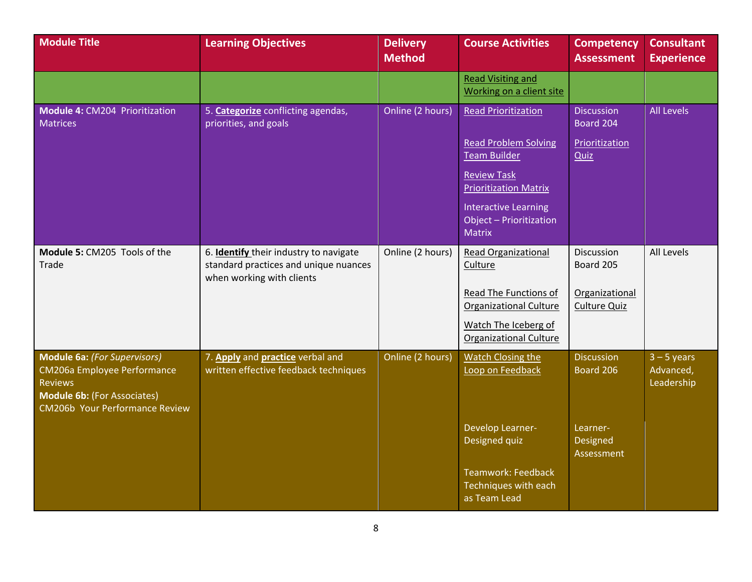| Module Title | Learning Objectives | Delivery Method | Course Activities | Competency Assessment | Consultant Experience |
|---|---|---|---|---|---|
| | | | Read Visiting and Working on a client site | | |
| **Module 4:** CM204 Prioritization Matrices | 5. **Categorize** conflicting agendas, priorities, and goals | Online (2 hours) | Read Prioritization<br><br>Read Problem Solving Team Builder<br><br>Review Task Prioritization Matrix<br><br>Interactive Learning Object – Prioritization Matrix | Discussion Board 204<br><br>Prioritization Quiz | All Levels |
| **Module 5:** CM205 Tools of the Trade | 6. **Identify** their industry to navigate standard practices and unique nuances when working with clients | Online (2 hours) | Read Organizational Culture<br><br>Read The Functions of Organizational Culture<br><br>Watch The Iceberg of Organizational Culture | Discussion Board 205<br><br>Organizational Culture Quiz | All Levels |
| **Module 6a:** *(For Supervisors)* CM206a Employee Performance Reviews<br>**Module 6b:** (For Associates) CM206b Your Performance Review | 7. **Apply** and **practice** verbal and written effective feedback techniques | Online (2 hours) | Watch Closing the Loop on Feedback<br><br>Develop Learner-Designed quiz<br><br>Teamwork: Feedback Techniques with each as Team Lead | Discussion Board 206<br><br>Learner-Designed Assessment | 3 – 5 years Advanced, Leadership |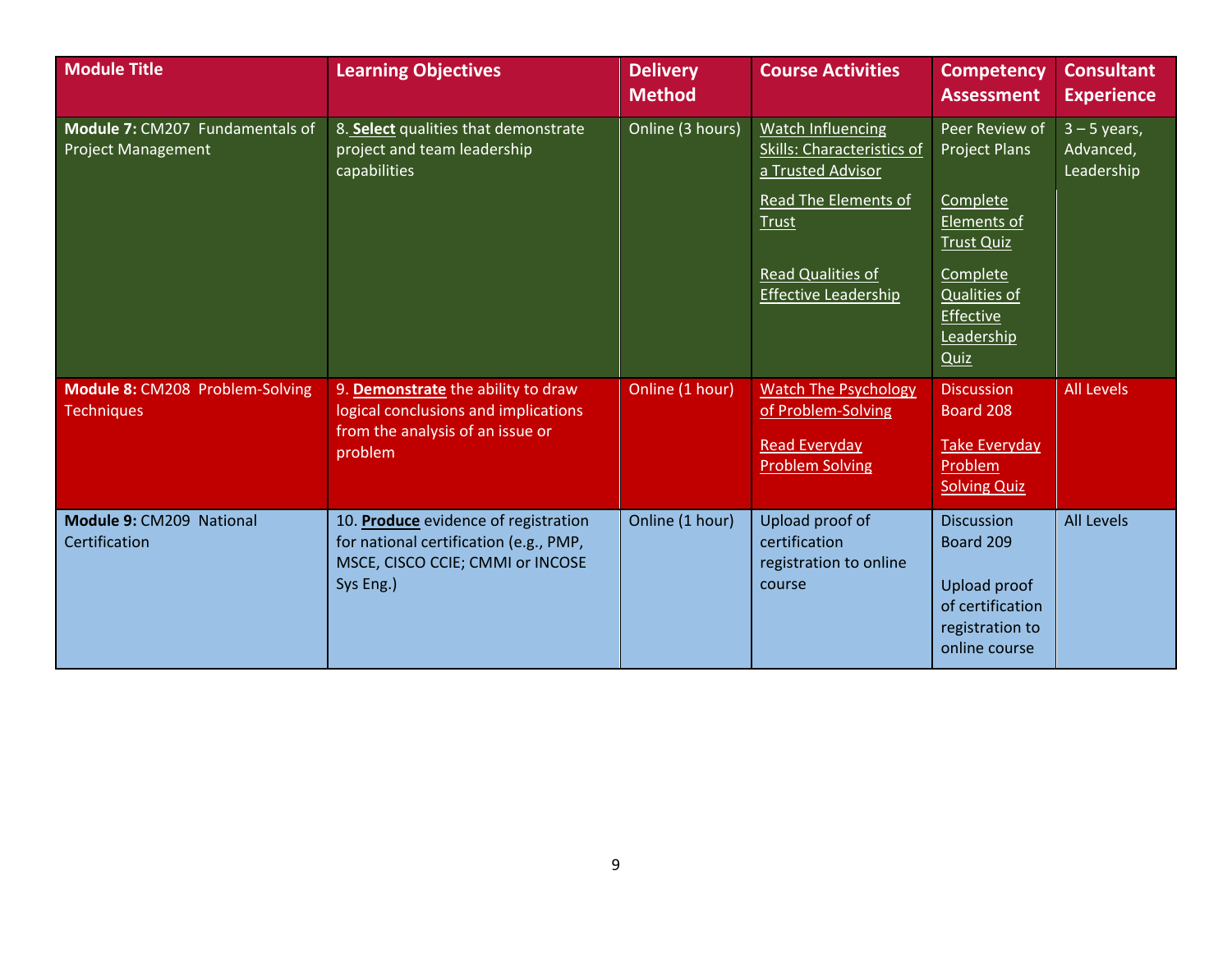| Module Title | Learning Objectives | Delivery Method | Course Activities | Competency Assessment | Consultant Experience |
|---|---|---|---|---|---|
| **Module 7:** CM207 Fundamentals of Project Management | 8. **Select** qualities that demonstrate project and team leadership capabilities | Online (3 hours) | Watch Influencing Skills: Characteristics of a Trusted Advisor<br><br>Read The Elements of Trust<br><br>Read Qualities of Effective Leadership | Peer Review of Project Plans<br><br>Complete Elements of Trust Quiz<br><br>Complete Qualities of Effective Leadership Quiz | 3 – 5 years, Advanced, Leadership |
| **Module 8:** CM208 Problem-Solving Techniques | 9. **Demonstrate** the ability to draw logical conclusions and implications from the analysis of an issue or problem | Online (1 hour) | Watch The Psychology of Problem-Solving<br><br>Read Everyday Problem Solving | Discussion Board 208<br><br>Take Everyday Problem Solving Quiz | All Levels |
| **Module 9:** CM209 National Certification | 10. **Produce** evidence of registration for national certification (e.g., PMP, MSCE, CISCO CCIE; CMMI or INCOSE Sys Eng.) | Online (1 hour) | Upload proof of certification registration to online course | Discussion Board 209<br><br>Upload proof of certification registration to online course | All Levels |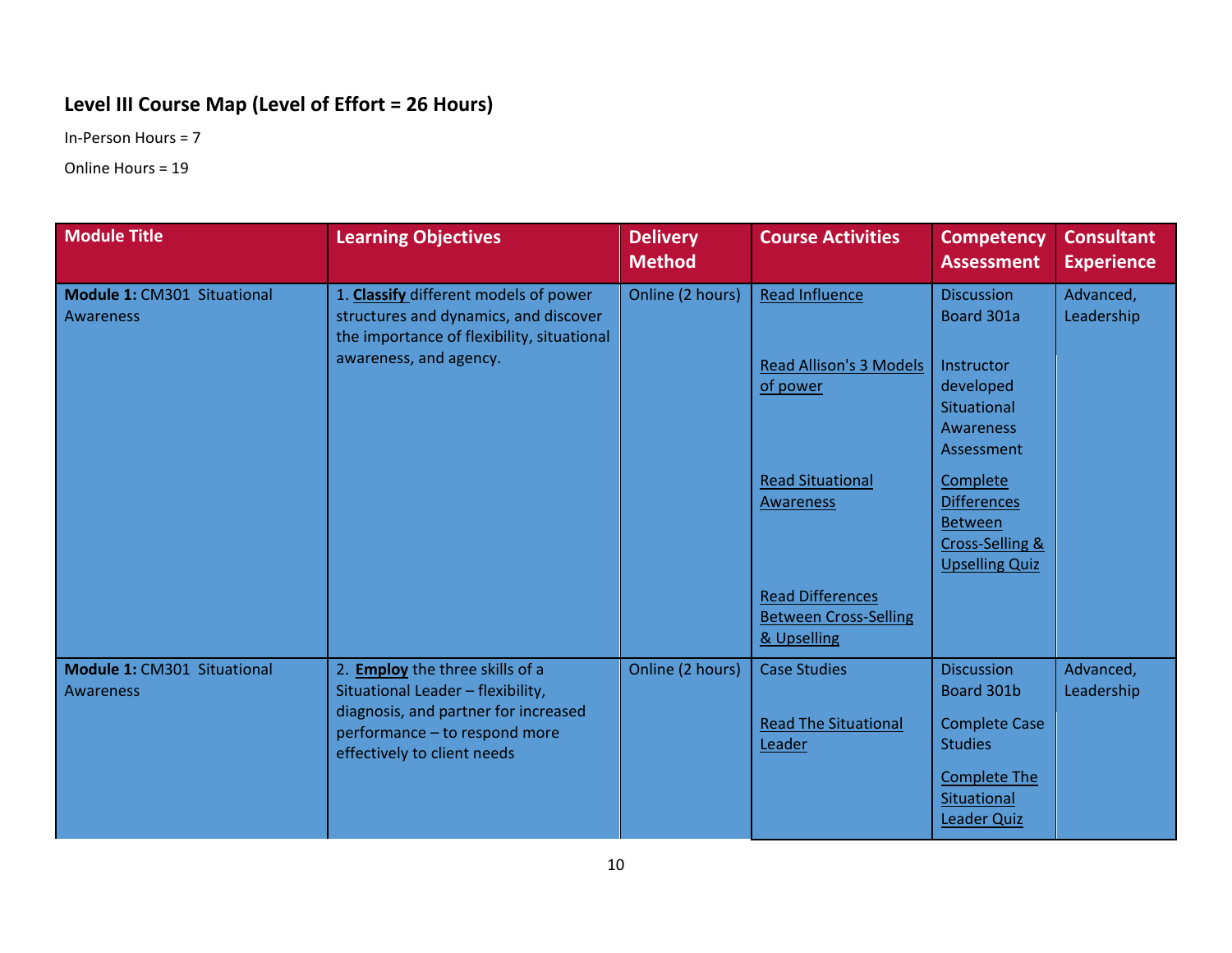### Level III Course Map (Level of Effort = 26 Hours)

In-Person Hours = 7

Online Hours = 19

| Module Title | Learning Objectives | Delivery Method | Course Activities | Competency Assessment | Consultant Experience |
|---|---|---|---|---|---|
| **Module 1:** CM301 Situational Awareness | 1. **Classify** different models of power structures and dynamics, and discover the importance of flexibility, situational awareness, and agency. | Online (2 hours) | Read Influence<br><br>Read Allison's 3 Models of power<br><br>Read Situational Awareness<br><br>Read Differences Between Cross-Selling & Upselling | Discussion Board 301a<br><br>Instructor developed Situational Awareness Assessment<br><br>Complete Differences Between Cross-Selling & Upselling Quiz | Advanced, Leadership |
| **Module 1:** CM301 Situational Awareness | 2. **Employ** the three skills of a Situational Leader – flexibility, diagnosis, and partner for increased performance – to respond more effectively to client needs | Online (2 hours) | Case Studies<br><br>Read The Situational Leader | Discussion Board 301b<br><br>Complete Case Studies<br><br>Complete The Situational Leader Quiz | Advanced, Leadership |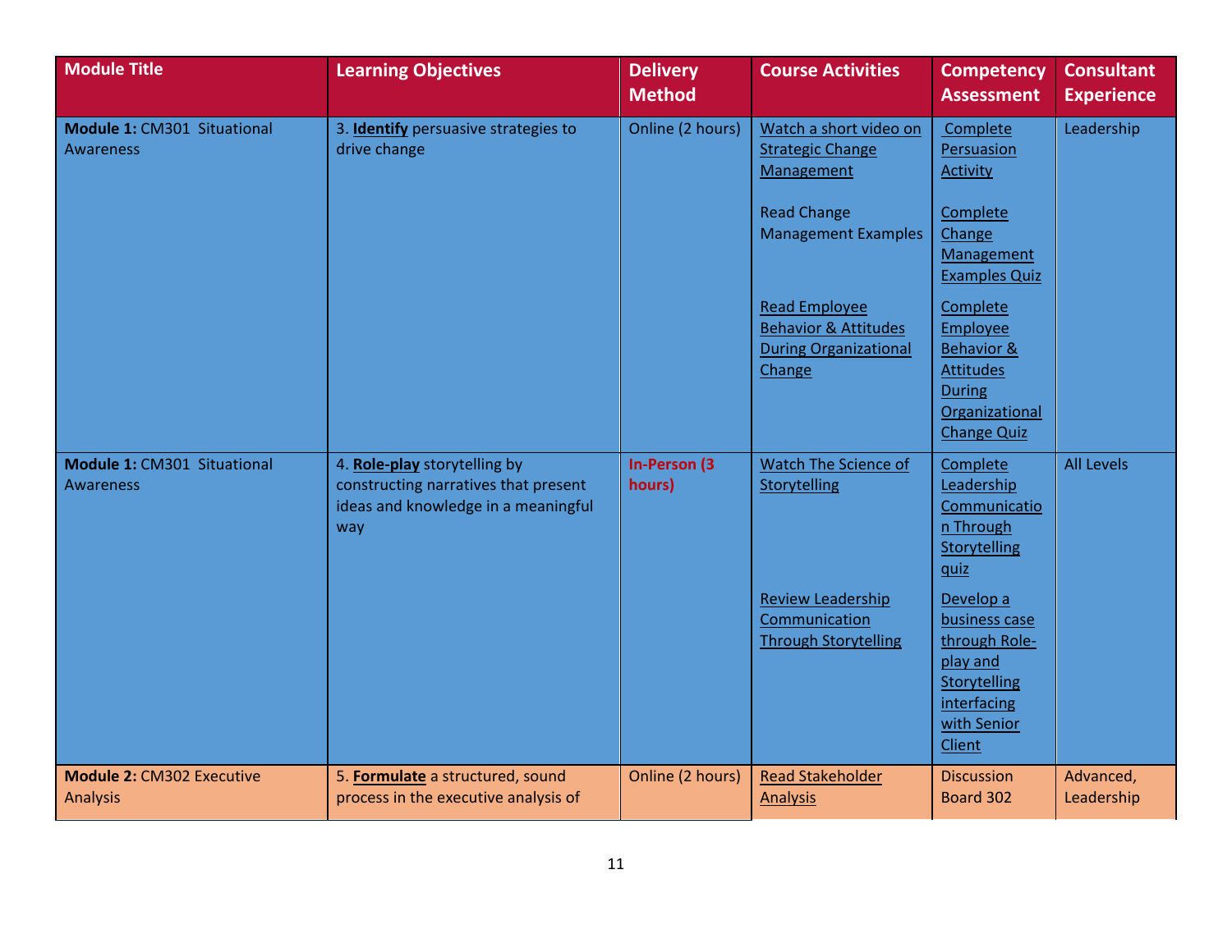| Module Title | Learning Objectives | Delivery Method | Course Activities | Competency Assessment | Consultant Experience |
|---|---|---|---|---|---|
| **Module 1:** CM301 Situational Awareness | 3. **Identify** persuasive strategies to drive change | Online (2 hours) | Watch a short video on Strategic Change Management<br><br>Read Change Management Examples<br><br>Read Employee Behavior & Attitudes During Organizational Change | Complete Persuasion Activity<br><br>Complete Change Management Examples Quiz<br><br>Complete Employee Behavior & Attitudes During Organizational Change Quiz | Leadership |
| **Module 1:** CM301 Situational Awareness | 4. **Role-play** storytelling by constructing narratives that present ideas and knowledge in a meaningful way | **In-Person (3 hours)** | Watch The Science of Storytelling<br><br>Review Leadership Communication Through Storytelling | Complete Leadership Communication Through Storytelling quiz<br><br>Develop a business case through Role-play and Storytelling interfacing with Senior Client | All Levels |
| **Module 2:** CM302 Executive Analysis | 5. **Formulate** a structured, sound process in the executive analysis of | Online (2 hours) | Read Stakeholder Analysis | Discussion Board 302 | Advanced, Leadership |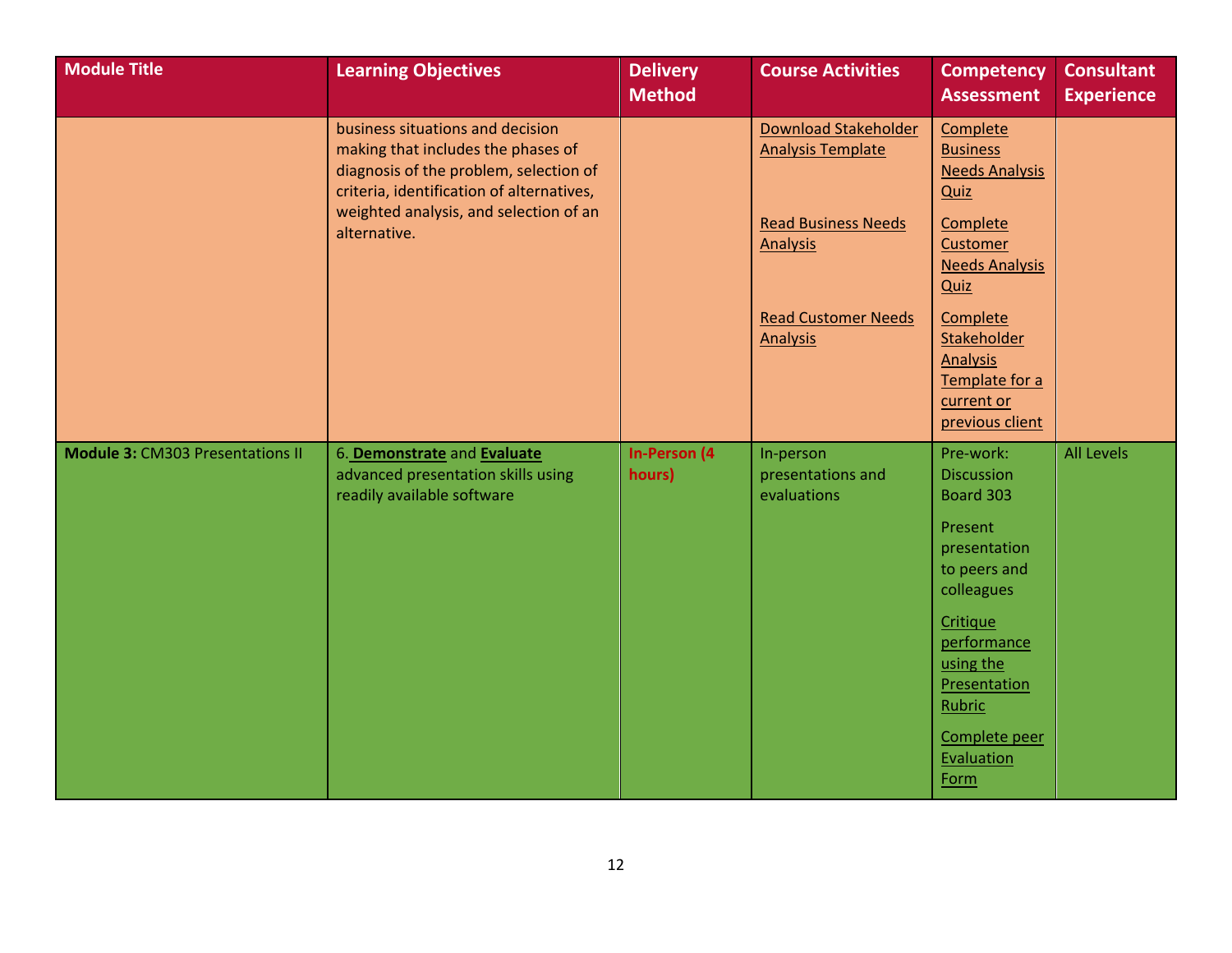| Module Title | Learning Objectives | Delivery Method | Course Activities | Competency Assessment | Consultant Experience |
|---|---|---|---|---|---|
| | business situations and decision making that includes the phases of diagnosis of the problem, selection of criteria, identification of alternatives, weighted analysis, and selection of an alternative. | | Download Stakeholder Analysis Template<br><br>Read Business Needs Analysis<br><br>Read Customer Needs Analysis | Complete Business Needs Analysis Quiz<br><br>Complete Customer Needs Analysis Quiz<br><br>Complete Stakeholder Analysis Template for a current or previous client | |
| **Module 3:** CM303 Presentations II | 6. **Demonstrate** and **Evaluate** advanced presentation skills using readily available software | **In-Person (4 hours)** | In-person presentations and evaluations | Pre-work: Discussion Board 303<br><br>Present presentation to peers and colleagues<br><br>Critique performance using the Presentation Rubric<br><br>Complete peer Evaluation Form | All Levels |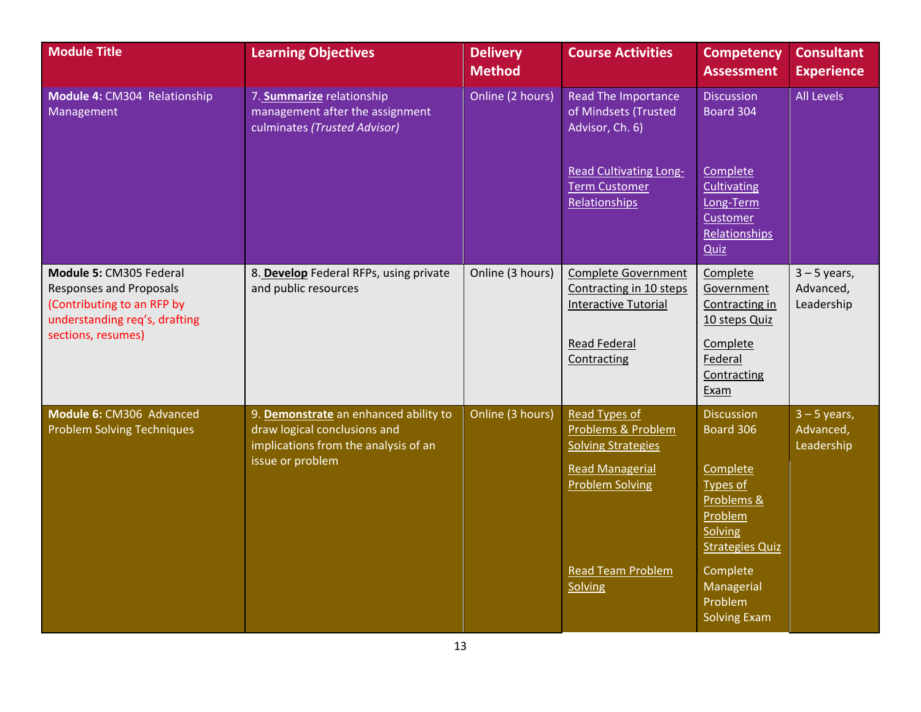| Module Title | Learning Objectives | Delivery Method | Course Activities | Competency Assessment | Consultant Experience |
|---|---|---|---|---|---|
| **Module 4:** CM304 Relationship Management | 7. **Summarize** relationship management after the assignment culminates *(Trusted Advisor)* | Online (2 hours) | Read The Importance of Mindsets (Trusted Advisor, Ch. 6)<br><br>Read Cultivating Long-Term Customer Relationships | Discussion Board 304<br><br>Complete Cultivating Long-Term Customer Relationships Quiz | All Levels |
| **Module 5:** CM305 Federal Responses and Proposals (Contributing to an RFP by understanding req's, drafting sections, resumes) | 8. **Develop** Federal RFPs, using private and public resources | Online (3 hours) | Complete Government Contracting in 10 steps Interactive Tutorial<br><br>Read Federal Contracting | Complete Government Contracting in 10 steps Quiz<br><br>Complete Federal Contracting Exam | 3 – 5 years, Advanced, Leadership |
| **Module 6:** CM306 Advanced Problem Solving Techniques | 9. **Demonstrate** an enhanced ability to draw logical conclusions and implications from the analysis of an issue or problem | Online (3 hours) | Read Types of Problems & Problem Solving Strategies<br><br>Read Managerial Problem Solving<br><br>Read Team Problem Solving | Discussion Board 306<br><br>Complete Types of Problems & Problem Solving Strategies Quiz<br><br>Complete Managerial Problem Solving Exam | 3 – 5 years, Advanced, Leadership |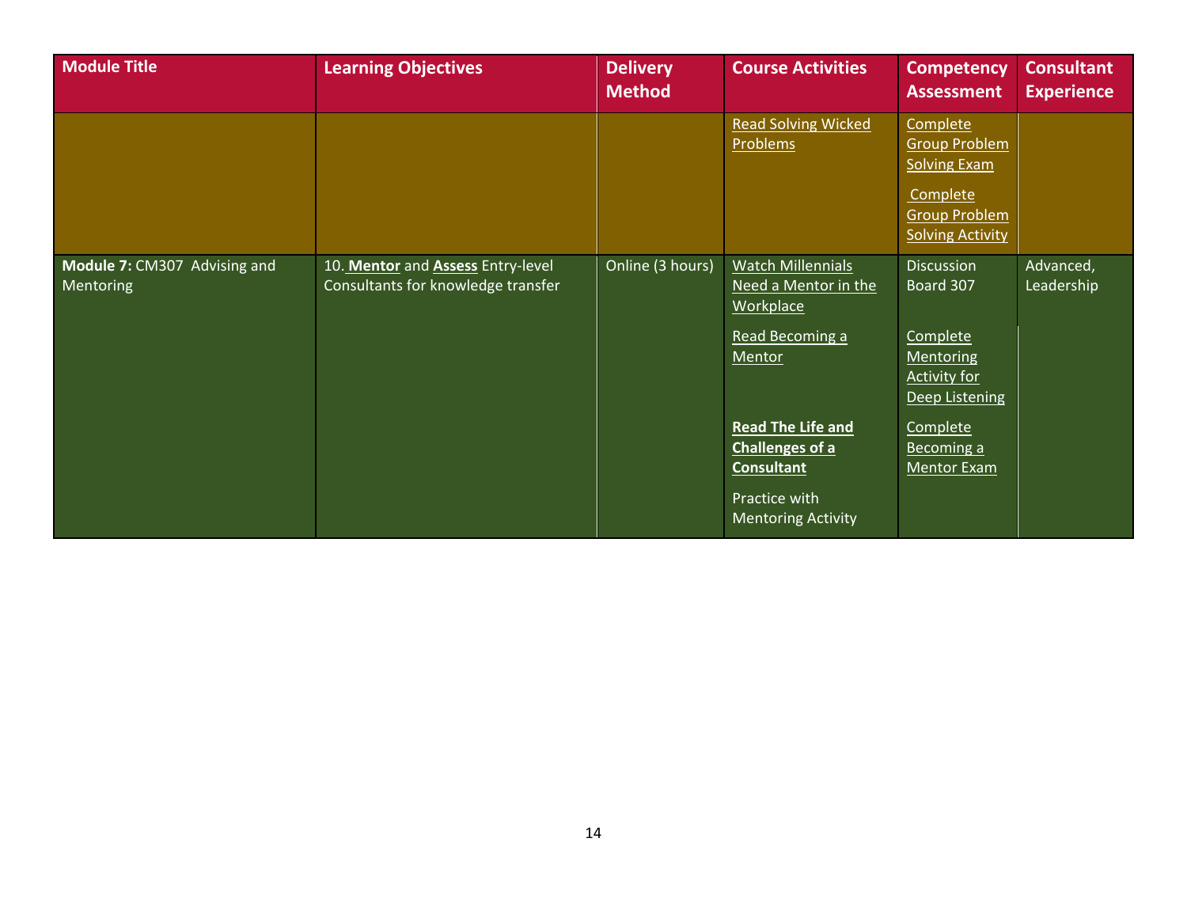| Module Title | Learning Objectives | Delivery Method | Course Activities | Competency Assessment | Consultant Experience |
|---|---|---|---|---|---|
| | | | Read Solving Wicked Problems | Complete Group Problem Solving Exam<br><br>Complete Group Problem Solving Activity | |
| **Module 7:** CM307 Advising and Mentoring | 10. **Mentor** and **Assess** Entry-level Consultants for knowledge transfer | Online (3 hours) | Watch Millennials Need a Mentor in the Workplace<br><br>Read Becoming a Mentor<br><br>**Read The Life and Challenges of a Consultant**<br><br>Practice with Mentoring Activity | Discussion Board 307<br><br>Complete Mentoring Activity for Deep Listening<br><br>Complete Becoming a Mentor Exam | Advanced, Leadership |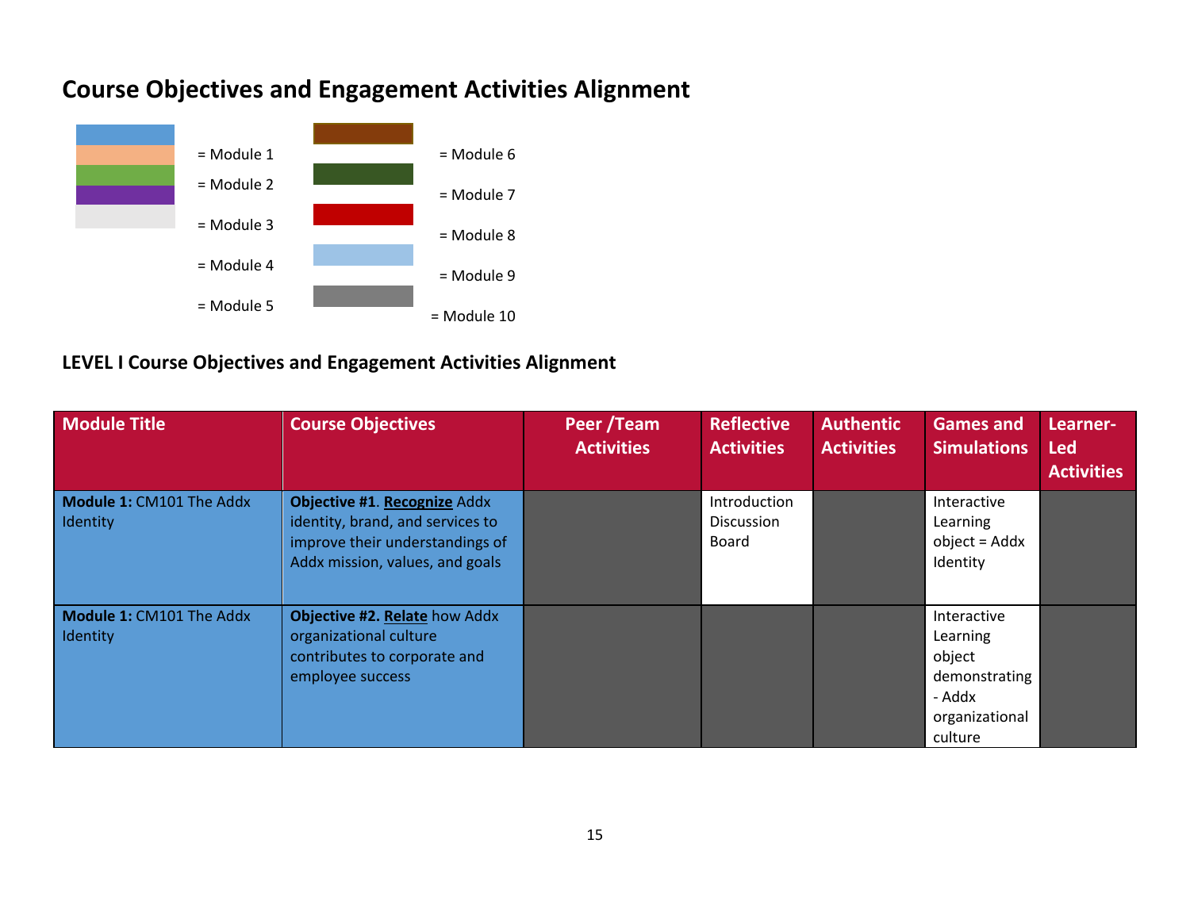# Course Objectives and Engagement Activities Alignment

= Module 1

= Module 2

= Module 3

= Module 4

= Module 5

= Module 6

= Module 7

= Module 8

= Module 9

= Module 10

## LEVEL I Course Objectives and Engagement Activities Alignment

| Module Title | Course Objectives | Peer /Team Activities | Reflective Activities | Authentic Activities | Games and Simulations | Learner-Led Activities |
|---|---|---|---|---|---|---|
| **Module 1:** CM101 The Addx Identity | **Objective #1**. **Recognize** Addx identity, brand, and services to improve their understandings of Addx mission, values, and goals | | Introduction Discussion Board | | Interactive Learning object = Addx Identity | |
| **Module 1:** CM101 The Addx Identity | **Objective #2. Relate** how Addx organizational culture contributes to corporate and employee success | | | | Interactive Learning object demonstrating - Addx organizational culture | |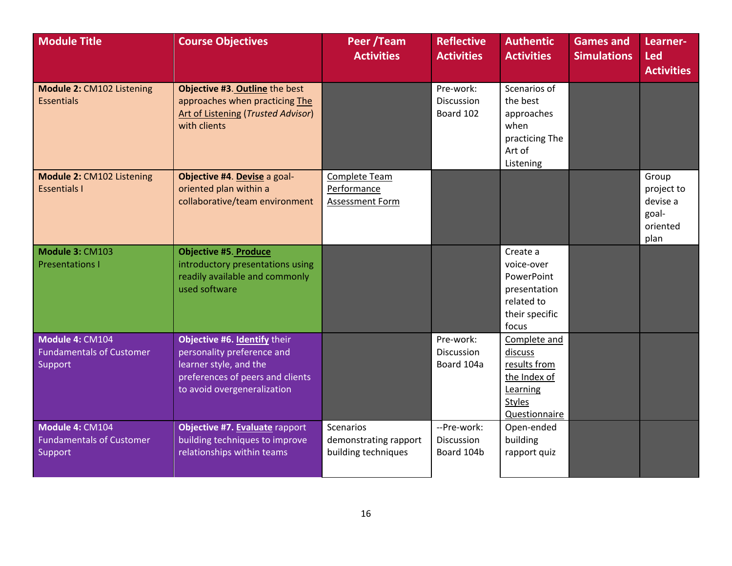| Module Title | Course Objectives | Peer /Team Activities | Reflective Activities | Authentic Activities | Games and Simulations | Learner-Led Activities |
|---|---|---|---|---|---|---|
| **Module 2:** CM102 Listening Essentials | **Objective #3**. **Outline** the best approaches when practicing The Art of Listening (*Trusted Advisor*) with clients | | Pre-work: Discussion Board 102 | Scenarios of the best approaches when practicing The Art of Listening | | |
| **Module 2:** CM102 Listening Essentials I | **Objective #4**. **Devise** a goal-oriented plan within a collaborative/team environment | Complete Team Performance Assessment Form | | | | Group project to devise a goal-oriented plan |
| **Module 3:** CM103 Presentations I | **Objective #5**. **Produce** introductory presentations using readily available and commonly used software | | | Create a voice-over PowerPoint presentation related to their specific focus | | |
| **Module 4:** CM104 Fundamentals of Customer Support | **Objective #6. Identify** their personality preference and learner style, and the preferences of peers and clients to avoid overgeneralization | | Pre-work: Discussion Board 104a | Complete and discuss results from the Index of Learning Styles Questionnaire | | |
| **Module 4:** CM104 Fundamentals of Customer Support | **Objective #7. Evaluate** rapport building techniques to improve relationships within teams | Scenarios demonstrating rapport building techniques | --Pre-work: Discussion Board 104b | Open-ended building rapport quiz | | |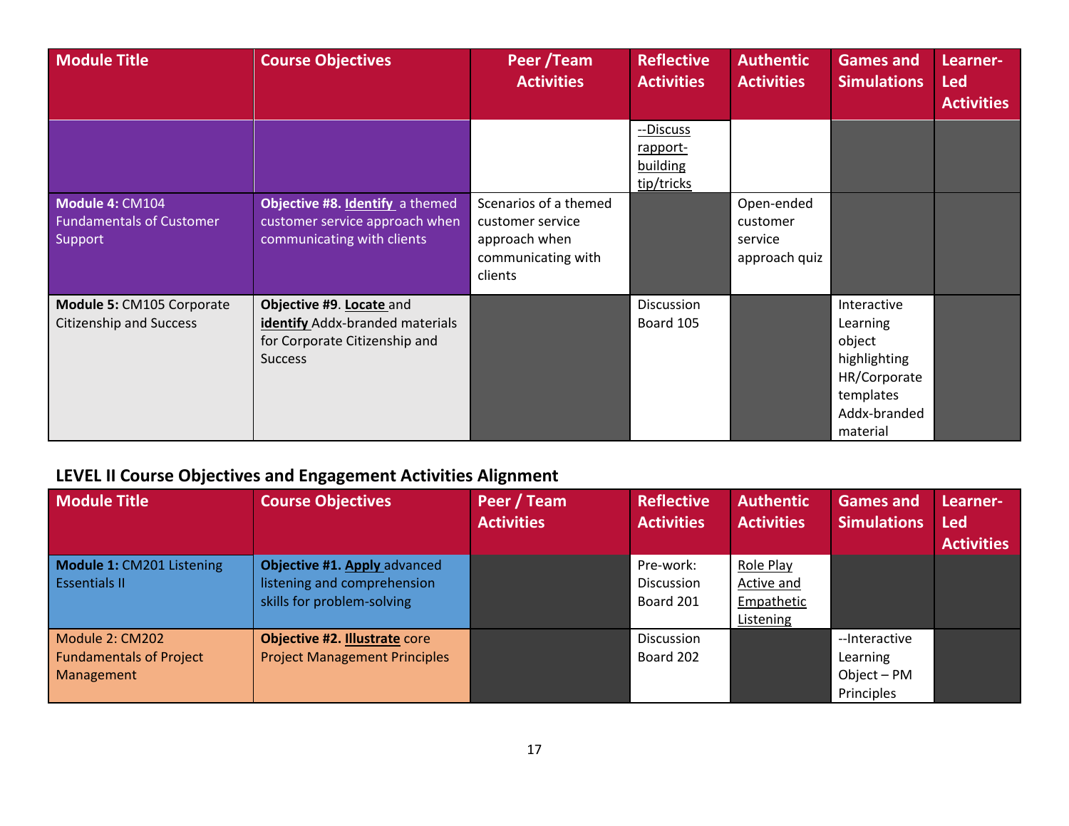| Module Title | Course Objectives | Peer /Team Activities | Reflective Activities | Authentic Activities | Games and Simulations | Learner-Led Activities |
|---|---|---|---|---|---|---|
| | | | --Discuss rapport-building tip/tricks | | | |
| **Module 4:** CM104 Fundamentals of Customer Support | **Objective #8. Identify** a themed customer service approach when communicating with clients | Scenarios of a themed customer service approach when communicating with clients | | Open-ended customer service approach quiz | | |
| **Module 5:** CM105 Corporate Citizenship and Success | **Objective #9**. **Locate** and **identify** Addx-branded materials for Corporate Citizenship and Success | | Discussion Board 105 | | Interactive Learning object highlighting HR/Corporate templates Addx-branded material | |

### LEVEL II Course Objectives and Engagement Activities Alignment

| Module Title | Course Objectives | Peer / Team Activities | Reflective Activities | Authentic Activities | Games and Simulations | Learner-Led Activities |
|---|---|---|---|---|---|---|
| **Module 1:** CM201 Listening Essentials II | **Objective #1. Apply** advanced listening and comprehension skills for problem-solving | | Pre-work: Discussion Board 201 | Role Play Active and Empathetic Listening | | |
| Module 2: CM202 Fundamentals of Project Management | **Objective #2. Illustrate** core Project Management Principles | | Discussion Board 202 | | --Interactive Learning Object – PM Principles | |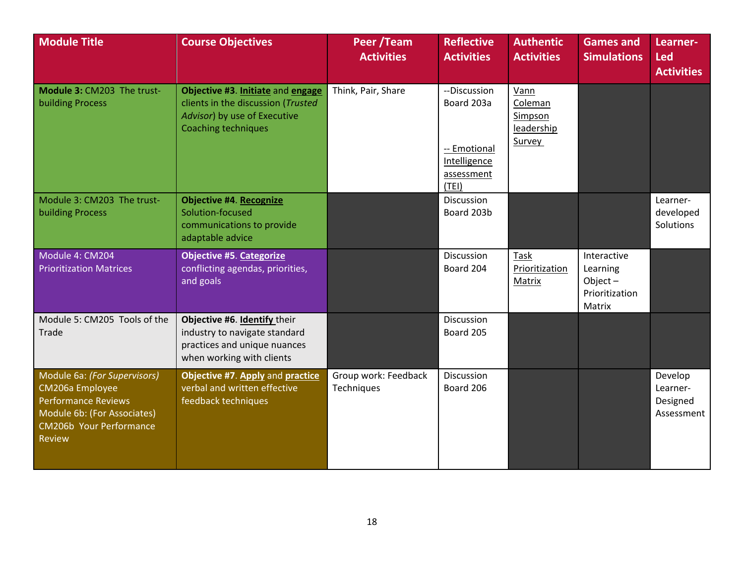| Module Title | Course Objectives | Peer /Team Activities | Reflective Activities | Authentic Activities | Games and Simulations | Learner-Led Activities |
|---|---|---|---|---|---|---|
| **Module 3:** CM203 The trust-building Process | **Objective #3**. **Initiate** and **engage** clients in the discussion (*Trusted Advisor*) by use of Executive Coaching techniques | Think, Pair, Share | --Discussion Board 203a<br><br>-- Emotional Intelligence assessment (TEI) | Vann Coleman Simpson leadership Survey | | |
| Module 3: CM203 The trust-building Process | **Objective #4**. **Recognize** Solution-focused communications to provide adaptable advice | | Discussion Board 203b | | | Learner-developed Solutions |
| Module 4: CM204 Prioritization Matrices | **Objective #5**. **Categorize** conflicting agendas, priorities, and goals | | Discussion Board 204 | Task Prioritization Matrix | Interactive Learning Object – Prioritization Matrix | |
| Module 5: CM205 Tools of the Trade | **Objective #6**. **Identify** their industry to navigate standard practices and unique nuances when working with clients | | Discussion Board 205 | | | |
| Module 6a: *(For Supervisors)* CM206a Employee Performance Reviews<br>Module 6b: (For Associates) CM206b Your Performance Review | **Objective #7**. **Apply** and **practice** verbal and written effective feedback techniques | Group work: Feedback Techniques | Discussion Board 206 | | | Develop Learner-Designed Assessment |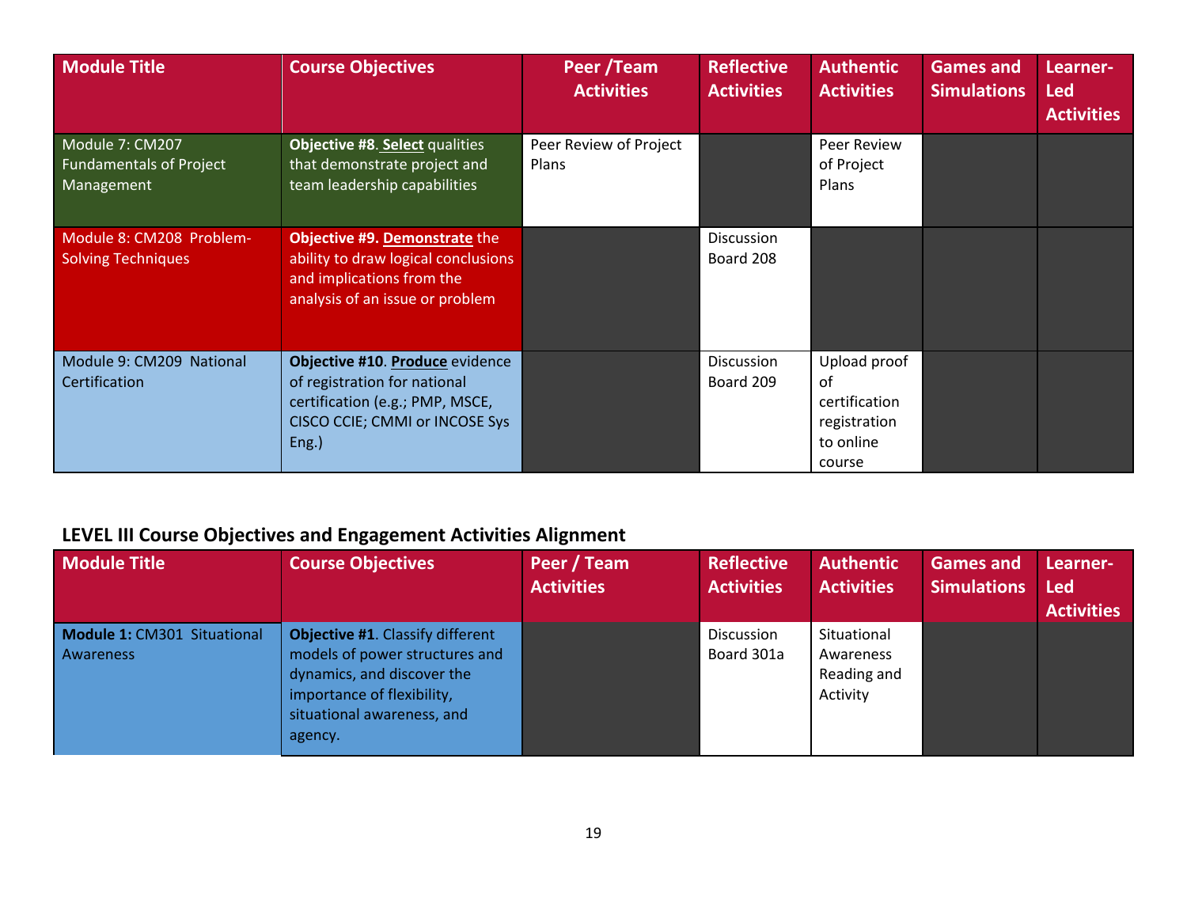| Module Title | Course Objectives | Peer /Team Activities | Reflective Activities | Authentic Activities | Games and Simulations | Learner-Led Activities |
|---|---|---|---|---|---|---|
| Module 7: CM207 Fundamentals of Project Management | **Objective #8**. **Select** qualities that demonstrate project and team leadership capabilities | Peer Review of Project Plans | | Peer Review of Project Plans | | |
| Module 8: CM208 Problem-Solving Techniques | **Objective #9. Demonstrate** the ability to draw logical conclusions and implications from the analysis of an issue or problem | | Discussion Board 208 | | | |
| Module 9: CM209 National Certification | **Objective #10**. **Produce** evidence of registration for national certification (e.g.; PMP, MSCE, CISCO CCIE; CMMI or INCOSE Sys Eng.) | | Discussion Board 209 | Upload proof of certification registration to online course | | |

## LEVEL III Course Objectives and Engagement Activities Alignment

| Module Title | Course Objectives | Peer / Team Activities | Reflective Activities | Authentic Activities | Games and Simulations | Learner-Led Activities |
|---|---|---|---|---|---|---|
| **Module 1:** CM301 Situational Awareness | **Objective #1**. Classify different models of power structures and dynamics, and discover the importance of flexibility, situational awareness, and agency. | | Discussion Board 301a | Situational Awareness Reading and Activity | | |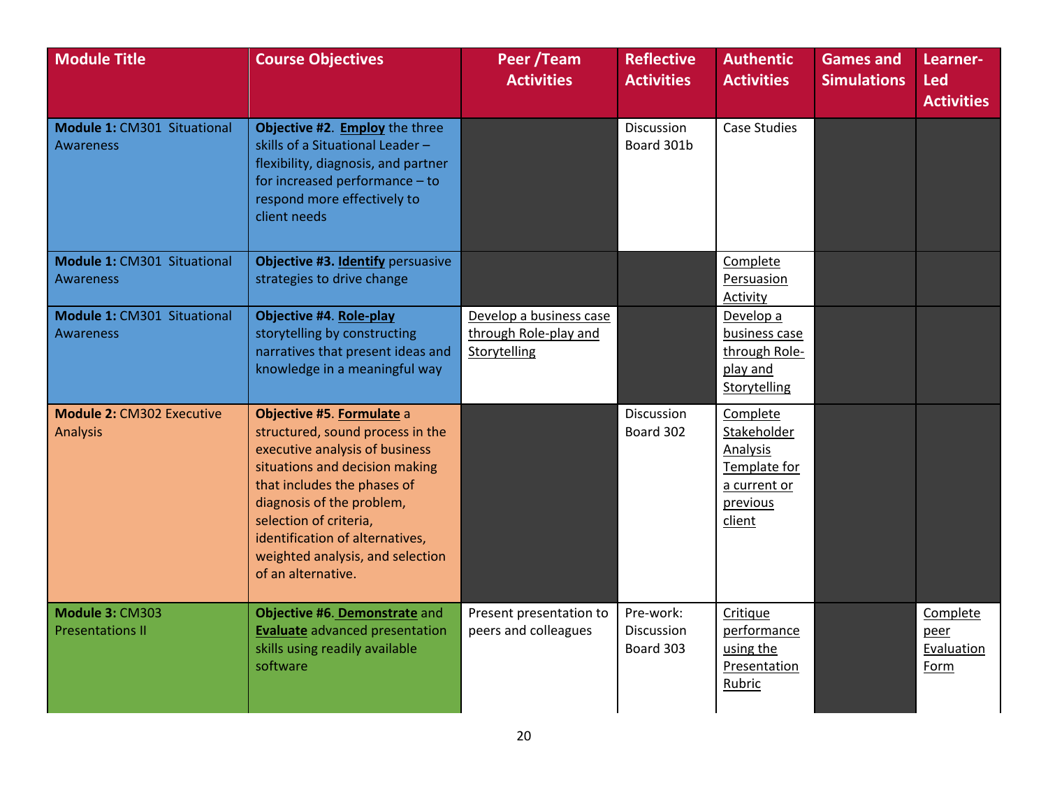| Module Title | Course Objectives | Peer /Team Activities | Reflective Activities | Authentic Activities | Games and Simulations | Learner-Led Activities |
|---|---|---|---|---|---|---|
| **Module 1:** CM301 Situational Awareness | **Objective #2. <u>Employ</u>** the three skills of a Situational Leader – flexibility, diagnosis, and partner for increased performance – to respond more effectively to client needs | | Discussion Board 301b | Case Studies | | |
| **Module 1:** CM301 Situational Awareness | **Objective #3. <u>Identify</u>** persuasive strategies to drive change | | | <u>Complete Persuasion Activity</u> | | |
| **Module 1:** CM301 Situational Awareness | **Objective #4. <u>Role-play</u>** storytelling by constructing narratives that present ideas and knowledge in a meaningful way | <u>Develop a business case through Role-play and Storytelling</u> | | <u>Develop a business case through Role-play and Storytelling</u> | | |
| **Module 2:** CM302 Executive Analysis | **Objective #5. <u>Formulate</u>** a structured, sound process in the executive analysis of business situations and decision making that includes the phases of diagnosis of the problem, selection of criteria, identification of alternatives, weighted analysis, and selection of an alternative. | | Discussion Board 302 | <u>Complete Stakeholder Analysis Template for a current or previous client</u> | | |
| **Module 3:** CM303 Presentations II | **Objective #6. <u>Demonstrate</u>** and **<u>Evaluate</u>** advanced presentation skills using readily available software | Present presentation to peers and colleagues | Pre-work: Discussion Board 303 | <u>Critique performance using the Presentation Rubric</u> | | <u>Complete peer Evaluation Form</u> |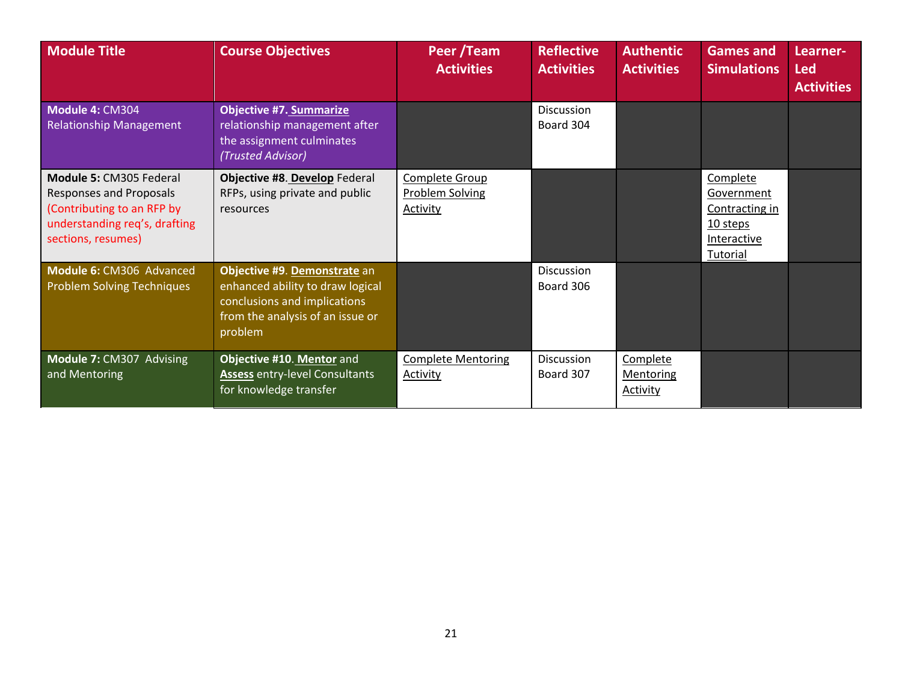| Module Title | Course Objectives | Peer /Team Activities | Reflective Activities | Authentic Activities | Games and Simulations | Learner-Led Activities |
|---|---|---|---|---|---|---|
| **Module 4:** CM304 Relationship Management | **Objective #7. Summarize** relationship management after the assignment culminates *(Trusted Advisor)* | | Discussion Board 304 | | | |
| **Module 5:** CM305 Federal Responses and Proposals (Contributing to an RFP by understanding req's, drafting sections, resumes) | **Objective #8. Develop** Federal RFPs, using private and public resources | Complete Group Problem Solving Activity | | | Complete Government Contracting in 10 steps Interactive Tutorial | |
| **Module 6:** CM306 Advanced Problem Solving Techniques | **Objective #9. Demonstrate** an enhanced ability to draw logical conclusions and implications from the analysis of an issue or problem | | Discussion Board 306 | | | |
| **Module 7:** CM307 Advising and Mentoring | **Objective #10. Mentor** and **Assess** entry-level Consultants for knowledge transfer | Complete Mentoring Activity | Discussion Board 307 | Complete Mentoring Activity | | |